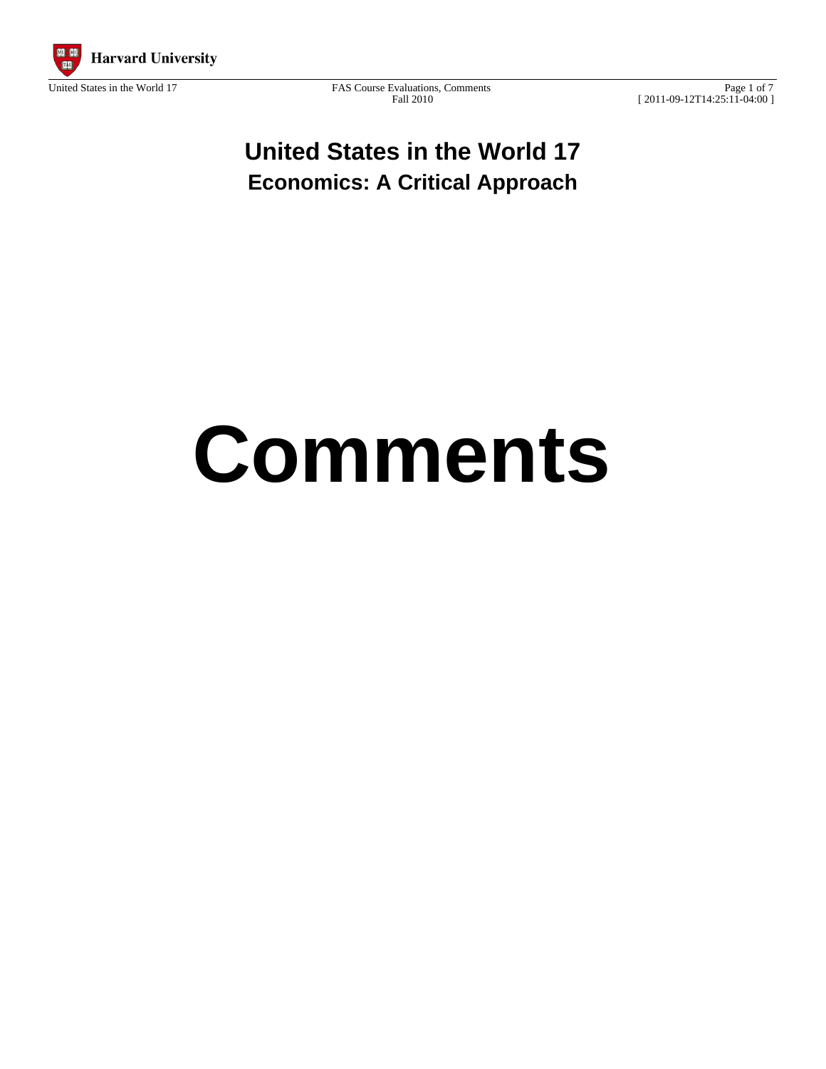# United States in the World 17

## Economics: A Critical Approach

# Comments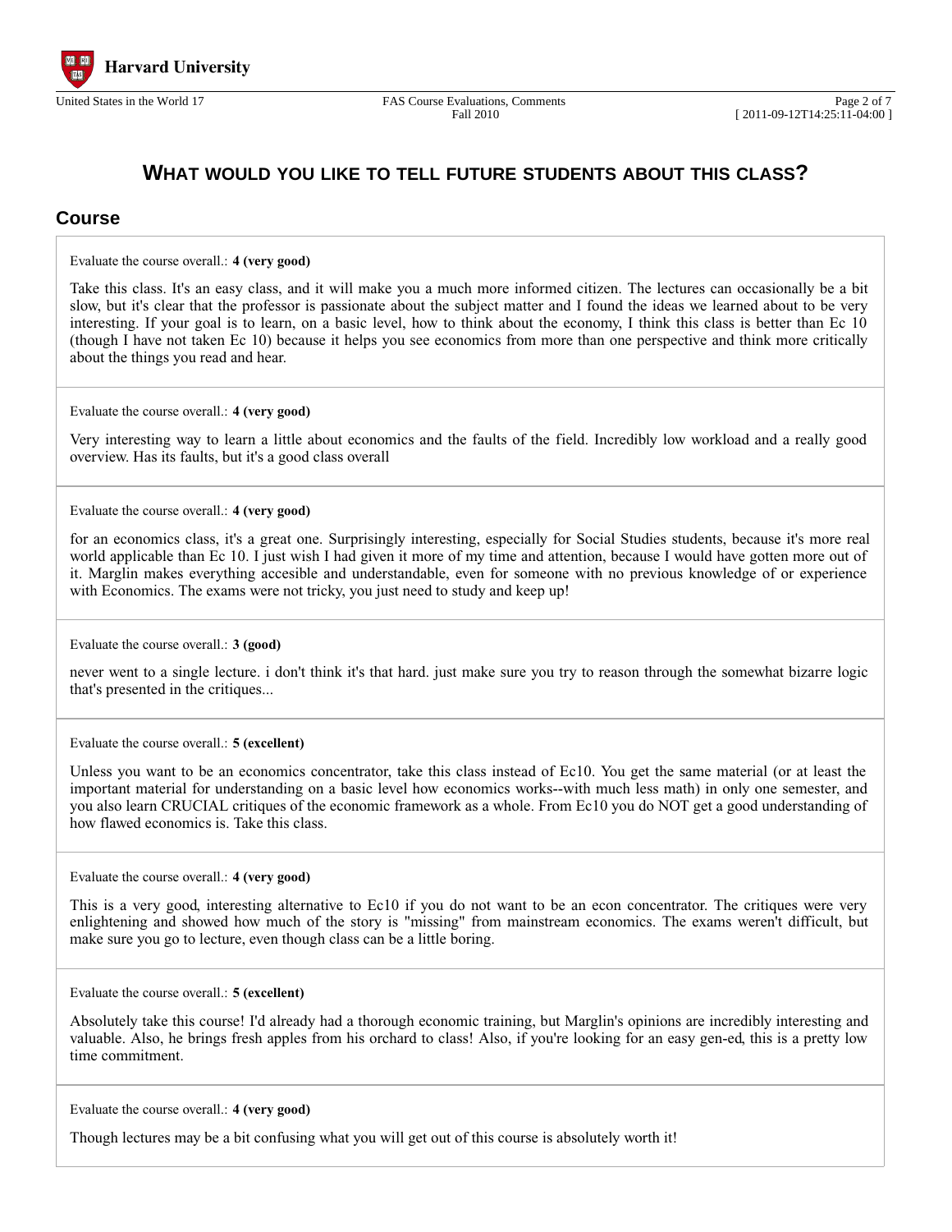# WHAT WOULD YOU LIKE TO TELL FUTURE STUDENTS ABOUT THIS CLASS?

## Course

Evaluate the course overall.: **4 (very good)**

Take this class. It's an easy class, and it will make you a much more informed citizen. The lectures can occasionally be a bit slow, but it's clear that the professor is passionate about the subject matter and I found the ideas we learned about to be very interesting. If your goal is to learn, on a basic level, how to think about the economy, I think this class is better than Ec 10 (though I have not taken Ec 10) because it helps you see economics from more than one perspective and think more critically about the things you read and hear.

---

Evaluate the course overall.: **4 (very good)**

Very interesting way to learn a little about economics and the faults of the field. Incredibly low workload and a really good overview. Has its faults, but it's a good class overall

---

Evaluate the course overall.: **4 (very good)**

for an economics class, it's a great one. Surprisingly interesting, especially for Social Studies students, because it's more real world applicable than Ec 10. I just wish I had given it more of my time and attention, because I would have gotten more out of it. Marglin makes everything accesible and understandable, even for someone with no previous knowledge of or experience with Economics. The exams were not tricky, you just need to study and keep up!

---

Evaluate the course overall.: **3 (good)**

never went to a single lecture. i don't think it's that hard. just make sure you try to reason through the somewhat bizarre logic that's presented in the critiques...

---

Evaluate the course overall.: **5 (excellent)**

Unless you want to be an economics concentrator, take this class instead of Ec10. You get the same material (or at least the important material for understanding on a basic level how economics works--with much less math) in only one semester, and you also learn CRUCIAL critiques of the economic framework as a whole. From Ec10 you do NOT get a good understanding of how flawed economics is. Take this class.

---

Evaluate the course overall.: **4 (very good)**

This is a very good, interesting alternative to Ec10 if you do not want to be an econ concentrator. The critiques were very enlightening and showed how much of the story is "missing" from mainstream economics. The exams weren't difficult, but make sure you go to lecture, even though class can be a little boring.

---

Evaluate the course overall.: **5 (excellent)**

Absolutely take this course! I'd already had a thorough economic training, but Marglin's opinions are incredibly interesting and valuable. Also, he brings fresh apples from his orchard to class! Also, if you're looking for an easy gen-ed, this is a pretty low time commitment.

---

Evaluate the course overall.: **4 (very good)**

Though lectures may be a bit confusing what you will get out of this course is absolutely worth it!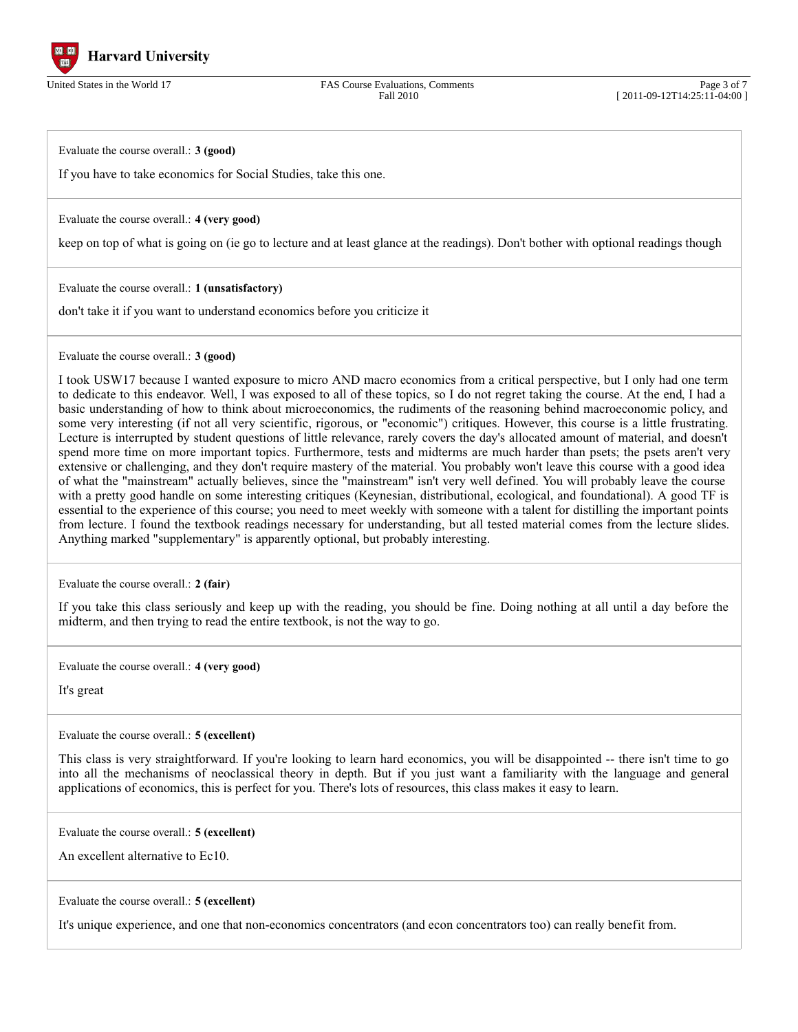Evaluate the course overall.: **3 (good)**

If you have to take economics for Social Studies, take this one.

---

Evaluate the course overall.: **4 (very good)**

keep on top of what is going on (ie go to lecture and at least glance at the readings). Don't bother with optional readings though

---

Evaluate the course overall.: **1 (unsatisfactory)**

don't take it if you want to understand economics before you criticize it

---

Evaluate the course overall.: **3 (good)**

I took USW17 because I wanted exposure to micro AND macro economics from a critical perspective, but I only had one term to dedicate to this endeavor. Well, I was exposed to all of these topics, so I do not regret taking the course. At the end, I had a basic understanding of how to think about microeconomics, the rudiments of the reasoning behind macroeconomic policy, and some very interesting (if not all very scientific, rigorous, or "economic") critiques. However, this course is a little frustrating. Lecture is interrupted by student questions of little relevance, rarely covers the day's allocated amount of material, and doesn't spend more time on more important topics. Furthermore, tests and midterms are much harder than psets; the psets aren't very extensive or challenging, and they don't require mastery of the material. You probably won't leave this course with a good idea of what the "mainstream" actually believes, since the "mainstream" isn't very well defined. You will probably leave the course with a pretty good handle on some interesting critiques (Keynesian, distributional, ecological, and foundational). A good TF is essential to the experience of this course; you need to meet weekly with someone with a talent for distilling the important points from lecture. I found the textbook readings necessary for understanding, but all tested material comes from the lecture slides. Anything marked "supplementary" is apparently optional, but probably interesting.

---

Evaluate the course overall.: **2 (fair)**

If you take this class seriously and keep up with the reading, you should be fine. Doing nothing at all until a day before the midterm, and then trying to read the entire textbook, is not the way to go.

---

Evaluate the course overall.: **4 (very good)**

It's great

---

Evaluate the course overall.: **5 (excellent)**

This class is very straightforward. If you're looking to learn hard economics, you will be disappointed -- there isn't time to go into all the mechanisms of neoclassical theory in depth. But if you just want a familiarity with the language and general applications of economics, this is perfect for you. There's lots of resources, this class makes it easy to learn.

---

Evaluate the course overall.: **5 (excellent)**

An excellent alternative to Ec10.

---

Evaluate the course overall.: **5 (excellent)**

It's unique experience, and one that non-economics concentrators (and econ concentrators too) can really benefit from.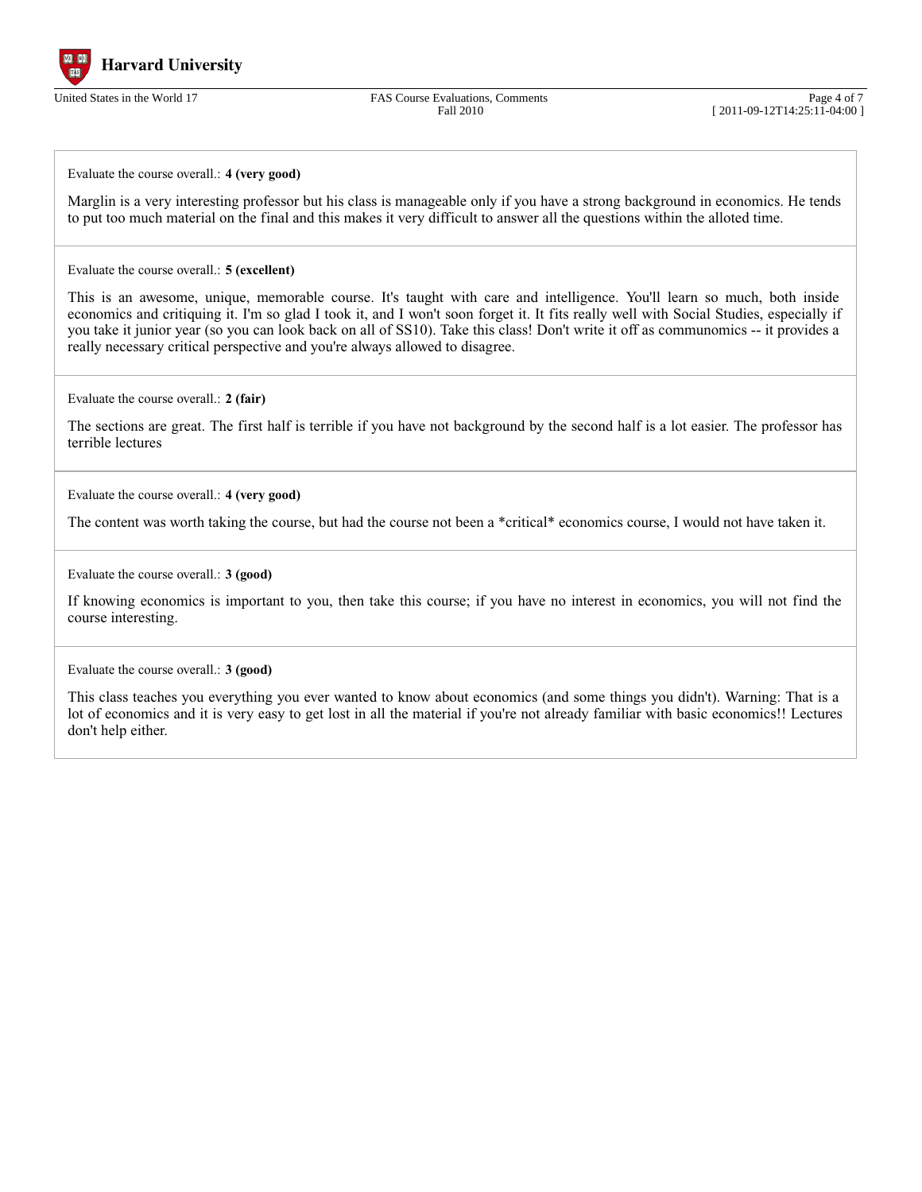Evaluate the course overall.: **4 (very good)**

Marglin is a very interesting professor but his class is manageable only if you have a strong background in economics. He tends to put too much material on the final and this makes it very difficult to answer all the questions within the alloted time.

---

Evaluate the course overall.: **5 (excellent)**

This is an awesome, unique, memorable course. It's taught with care and intelligence. You'll learn so much, both inside economics and critiquing it. I'm so glad I took it, and I won't soon forget it. It fits really well with Social Studies, especially if you take it junior year (so you can look back on all of SS10). Take this class! Don't write it off as communomics -- it provides a really necessary critical perspective and you're always allowed to disagree.

---

Evaluate the course overall.: **2 (fair)**

The sections are great. The first half is terrible if you have not background by the second half is a lot easier. The professor has terrible lectures

---

Evaluate the course overall.: **4 (very good)**

The content was worth taking the course, but had the course not been a *critical* economics course, I would not have taken it.

---

Evaluate the course overall.: **3 (good)**

If knowing economics is important to you, then take this course; if you have no interest in economics, you will not find the course interesting.

---

Evaluate the course overall.: **3 (good)**

This class teaches you everything you ever wanted to know about economics (and some things you didn't). Warning: That is a lot of economics and it is very easy to get lost in all the material if you're not already familiar with basic economics!! Lectures don't help either.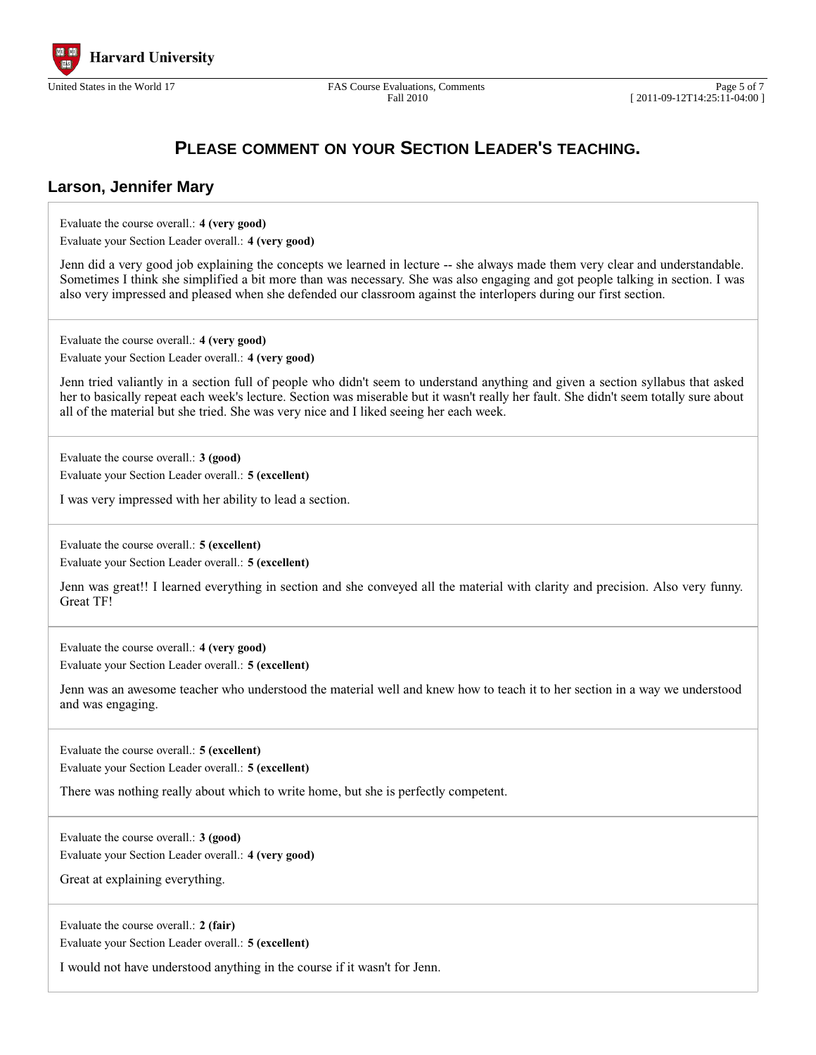## Please comment on your Section Leader's teaching.

### Larson, Jennifer Mary

Evaluate the course overall.: **4 (very good)**
Evaluate your Section Leader overall.: **4 (very good)**

Jenn did a very good job explaining the concepts we learned in lecture -- she always made them very clear and understandable. Sometimes I think she simplified a bit more than was necessary. She was also engaging and got people talking in section. I was also very impressed and pleased when she defended our classroom against the interlopers during our first section.

---

Evaluate the course overall.: **4 (very good)**
Evaluate your Section Leader overall.: **4 (very good)**

Jenn tried valiantly in a section full of people who didn't seem to understand anything and given a section syllabus that asked her to basically repeat each week's lecture. Section was miserable but it wasn't really her fault. She didn't seem totally sure about all of the material but she tried. She was very nice and I liked seeing her each week.

---

Evaluate the course overall.: **3 (good)**
Evaluate your Section Leader overall.: **5 (excellent)**

I was very impressed with her ability to lead a section.

---

Evaluate the course overall.: **5 (excellent)**
Evaluate your Section Leader overall.: **5 (excellent)**

Jenn was great!! I learned everything in section and she conveyed all the material with clarity and precision. Also very funny. Great TF!

---

Evaluate the course overall.: **4 (very good)**
Evaluate your Section Leader overall.: **5 (excellent)**

Jenn was an awesome teacher who understood the material well and knew how to teach it to her section in a way we understood and was engaging.

---

Evaluate the course overall.: **5 (excellent)**
Evaluate your Section Leader overall.: **5 (excellent)**

There was nothing really about which to write home, but she is perfectly competent.

---

Evaluate the course overall.: **3 (good)**
Evaluate your Section Leader overall.: **4 (very good)**

Great at explaining everything.

---

Evaluate the course overall.: **2 (fair)**
Evaluate your Section Leader overall.: **5 (excellent)**

I would not have understood anything in the course if it wasn't for Jenn.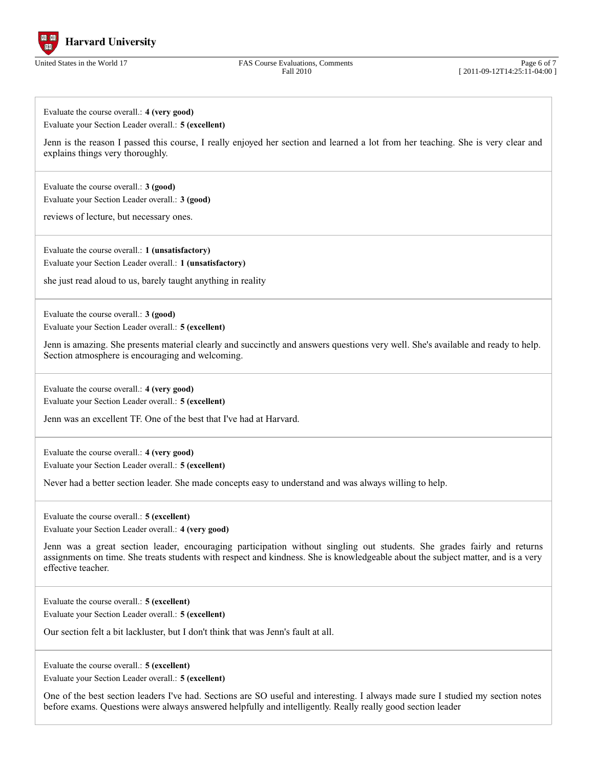Evaluate the course overall.: **4 (very good)**

Evaluate your Section Leader overall.: **5 (excellent)**

Jenn is the reason I passed this course, I really enjoyed her section and learned a lot from her teaching. She is very clear and explains things very thoroughly.

---

Evaluate the course overall.: **3 (good)**

Evaluate your Section Leader overall.: **3 (good)**

reviews of lecture, but necessary ones.

---

Evaluate the course overall.: **1 (unsatisfactory)**

Evaluate your Section Leader overall.: **1 (unsatisfactory)**

she just read aloud to us, barely taught anything in reality

---

Evaluate the course overall.: **3 (good)**

Evaluate your Section Leader overall.: **5 (excellent)**

Jenn is amazing. She presents material clearly and succinctly and answers questions very well. She's available and ready to help. Section atmosphere is encouraging and welcoming.

---

Evaluate the course overall.: **4 (very good)**

Evaluate your Section Leader overall.: **5 (excellent)**

Jenn was an excellent TF. One of the best that I've had at Harvard.

---

Evaluate the course overall.: **4 (very good)**

Evaluate your Section Leader overall.: **5 (excellent)**

Never had a better section leader. She made concepts easy to understand and was always willing to help.

---

Evaluate the course overall.: **5 (excellent)**

Evaluate your Section Leader overall.: **4 (very good)**

Jenn was a great section leader, encouraging participation without singling out students. She grades fairly and returns assignments on time. She treats students with respect and kindness. She is knowledgeable about the subject matter, and is a very effective teacher.

---

Evaluate the course overall.: **5 (excellent)**

Evaluate your Section Leader overall.: **5 (excellent)**

Our section felt a bit lackluster, but I don't think that was Jenn's fault at all.

---

Evaluate the course overall.: **5 (excellent)**

Evaluate your Section Leader overall.: **5 (excellent)**

One of the best section leaders I've had. Sections are SO useful and interesting. I always made sure I studied my section notes before exams. Questions were always answered helpfully and intelligently. Really really good section leader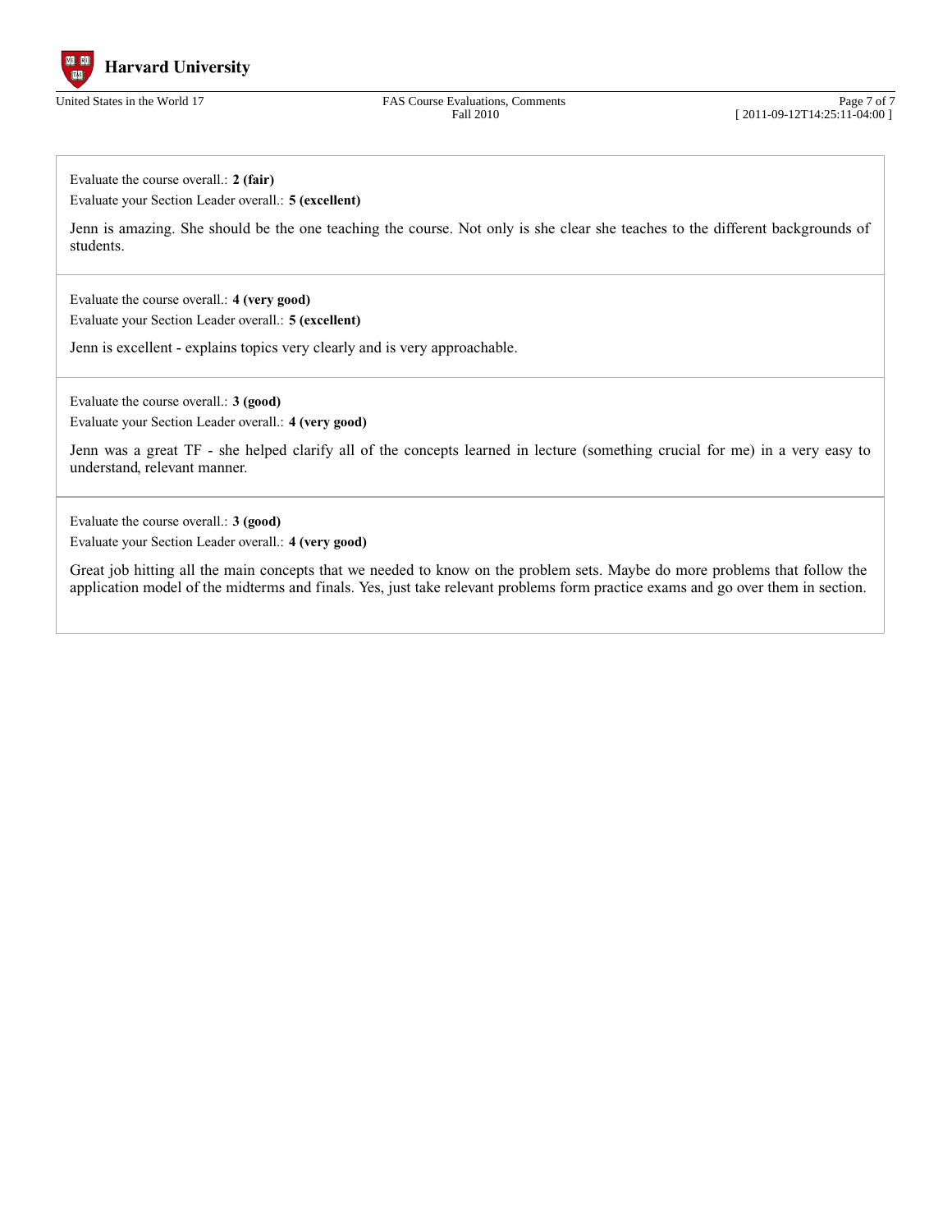Evaluate the course overall.: **2 (fair)**

Evaluate your Section Leader overall.: **5 (excellent)**

Jenn is amazing. She should be the one teaching the course. Not only is she clear she teaches to the different backgrounds of students.

---

Evaluate the course overall.: **4 (very good)**

Evaluate your Section Leader overall.: **5 (excellent)**

Jenn is excellent - explains topics very clearly and is very approachable.

---

Evaluate the course overall.: **3 (good)**

Evaluate your Section Leader overall.: **4 (very good)**

Jenn was a great TF - she helped clarify all of the concepts learned in lecture (something crucial for me) in a very easy to understand, relevant manner.

---

Evaluate the course overall.: **3 (good)**

Evaluate your Section Leader overall.: **4 (very good)**

Great job hitting all the main concepts that we needed to know on the problem sets. Maybe do more problems that follow the application model of the midterms and finals. Yes, just take relevant problems form practice exams and go over them in section.